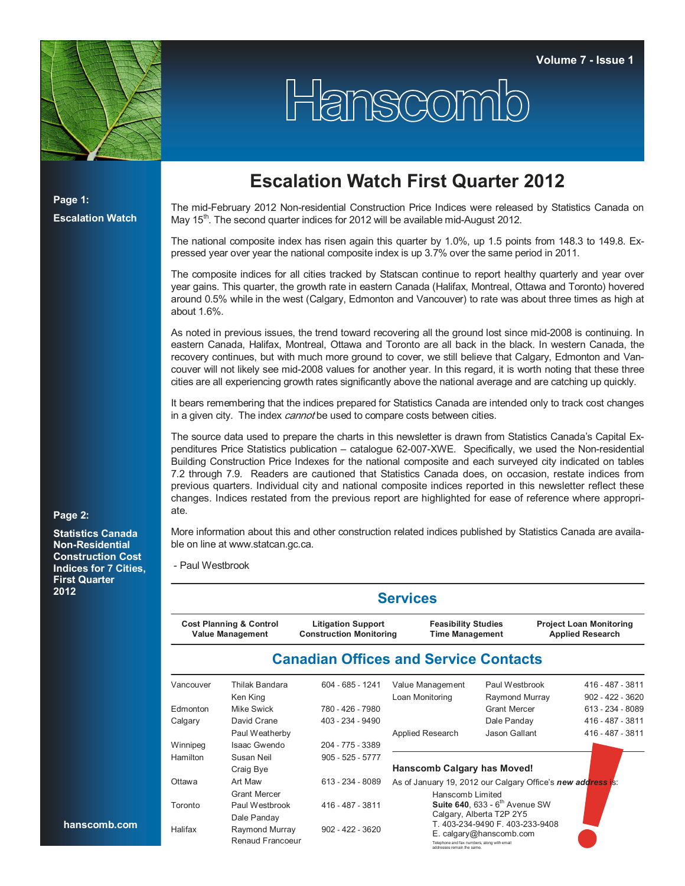Volume 7 - Issue 1

# Hanscomb

**Page 1:**

**Escalation Watch**

**Page 2:**

**Statistics Canada Non-Residential Construction Cost Indices for 7 Cities, First Quarter 2012**

## Escalation Watch First Quarter 2012

The mid-February 2012 Non-residential Construction Price Indices were released by Statistics Canada on May 15th. The second quarter indices for 2012 will be available mid-August 2012.

The national composite index has risen again this quarter by 1.0%, up 1.5 points from 148.3 to 149.8. Expressed year over year the national composite index is up 3.7% over the same period in 2011.

The composite indices for all cities tracked by Statscan continue to report healthy quarterly and year over year gains. This quarter, the growth rate in eastern Canada (Halifax, Montreal, Ottawa and Toronto) hovered around 0.5% while in the west (Calgary, Edmonton and Vancouver) to rate was about three times as high at about 1.6%.

As noted in previous issues, the trend toward recovering all the ground lost since mid-2008 is continuing. In eastern Canada, Halifax, Montreal, Ottawa and Toronto are all back in the black. In western Canada, the recovery continues, but with much more ground to cover, we still believe that Calgary, Edmonton and Vancouver will not likely see mid-2008 values for another year. In this regard, it is worth noting that these three cities are all experiencing growth rates significantly above the national average and are catching up quickly.

It bears remembering that the indices prepared for Statistics Canada are intended only to track cost changes in a given city. The index *cannot* be used to compare costs between cities.

The source data used to prepare the charts in this newsletter is drawn from Statistics Canada's Capital Expenditures Price Statistics publication – catalogue 62-007-XWE. Specifically, we used the Non-residential Building Construction Price Indexes for the national composite and each surveyed city indicated on tables 7.2 through 7.9. Readers are cautioned that Statistics Canada does, on occasion, restate indices from previous quarters. Individual city and national composite indices reported in this newsletter reflect these changes. Indices restated from the previous report are highlighted for ease of reference where appropriate.

More information about this and other construction related indices published by Statistics Canada are available on line at www.statcan.gc.ca.

- Paul Westbrook

## Services

| Cost Planning & Control<br>Value Management | Litigation Support<br>Construction Monitoring | Feasibility Studies<br>Time Management | Project Loan Monitoring<br>Applied Research |
|---|---|---|---|

## Canadian Offices and Service Contacts

| Office | Contact | Phone |
|---|---|---|
| Vancouver | Thilak Bandara<br>Ken King | 604 - 685 - 1241 |
| Edmonton | Mike Swick | 780 - 426 - 7980 |
| Calgary | David Crane<br>Paul Weatherby | 403 - 234 - 9490 |
| Winnipeg | Isaac Gwendo | 204 - 775 - 3389 |
| Hamilton | Susan Neil<br>Craig Bye | 905 - 525 - 5777 |
| Ottawa | Art Maw<br>Grant Mercer | 613 - 234 - 8089 |
| Toronto | Paul Westbrook<br>Dale Panday | 416 - 487 - 3811 |
| Halifax | Raymond Murray<br>Renaud Francoeur | 902 - 422 - 3620 |

| Service | Contact | Phone |
|---|---|---|
| Value Management | Paul Westbrook | 416 - 487 - 3811 |
| Loan Monitoring | Raymond Murray | 902 - 422 - 3620 |
| | Grant Mercer | 613 - 234 - 8089 |
| | Dale Panday | 416 - 487 - 3811 |
| Applied Research | Jason Gallant | 416 - 487 - 3811 |

**Hanscomb Calgary has Moved!**

As of January 19, 2012 our Calgary Office's ***new address*** is:

Hanscomb Limited
**Suite 640**, 633 - 6th Avenue SW
Calgary, Alberta T2P 2Y5
T. 403-234-9490 F. 403-233-9408
E. calgary@hanscomb.com

Telephone and fax numbers, along with email addresses remain the same.

hanscomb.com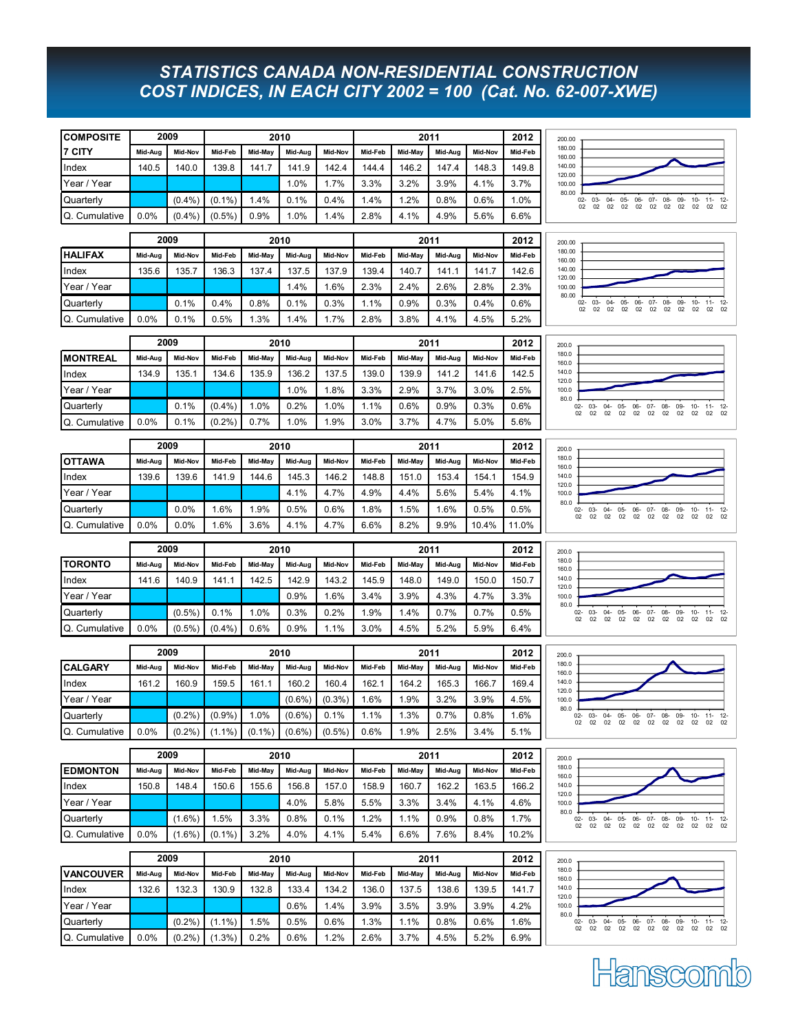# STATISTICS CANADA NON-RESIDENTIAL CONSTRUCTION COST INDICES, IN EACH CITY 2002 = 100 (Cat. No. 62-007-XWE)

| COMPOSITE | 2009 | | 2010 | | | | 2011 | | | | 2012 |
|---|---|---|---|---|---|---|---|---|---|---|---|
| 7 CITY | Mid-Aug | Mid-Nov | Mid-Feb | Mid-May | Mid-Aug | Mid-Nov | Mid-Feb | Mid-May | Mid-Aug | Mid-Nov | Mid-Feb |
| Index | 140.5 | 140.0 | 139.8 | 141.7 | 141.9 | 142.4 | 144.4 | 146.2 | 147.4 | 148.3 | 149.8 |
| Year / Year | | | | | 1.0% | 1.7% | 3.3% | 3.2% | 3.9% | 4.1% | 3.7% |
| Quarterly | | (0.4%) | (0.1%) | 1.4% | 0.1% | 0.4% | 1.4% | 1.2% | 0.8% | 0.6% | 1.0% |
| Q. Cumulative | 0.0% | (0.4%) | (0.5%) | 0.9% | 1.0% | 1.4% | 2.8% | 4.1% | 4.9% | 5.6% | 6.6% |

200.00
180.00
160.00
140.00
120.00
100.00
80.00
02-02 03-02 04-02 05-02 06-02 07-02 08-02 09-02 10-02 11-02 12-02

| | 2009 | | 2010 | | | | 2011 | | | | 2012 |
|---|---|---|---|---|---|---|---|---|---|---|---|
| HALIFAX | Mid-Aug | Mid-Nov | Mid-Feb | Mid-May | Mid-Aug | Mid-Nov | Mid-Feb | Mid-May | Mid-Aug | Mid-Nov | Mid-Feb |
| Index | 135.6 | 135.7 | 136.3 | 137.4 | 137.5 | 137.9 | 139.4 | 140.7 | 141.1 | 141.7 | 142.6 |
| Year / Year | | | | | 1.4% | 1.6% | 2.3% | 2.4% | 2.6% | 2.8% | 2.3% |
| Quarterly | | 0.1% | 0.4% | 0.8% | 0.1% | 0.3% | 1.1% | 0.9% | 0.3% | 0.4% | 0.6% |
| Q. Cumulative | 0.0% | 0.1% | 0.5% | 1.3% | 1.4% | 1.7% | 2.8% | 3.8% | 4.1% | 4.5% | 5.2% |

200.00
180.00
160.00
140.00
120.00
100.00
80.00
02-02 03-02 04-02 05-02 06-02 07-02 08-02 09-02 10-02 11-02 12-02

| | 2009 | | 2010 | | | | 2011 | | | | 2012 |
|---|---|---|---|---|---|---|---|---|---|---|---|
| MONTREAL | Mid-Aug | Mid-Nov | Mid-Feb | Mid-May | Mid-Aug | Mid-Nov | Mid-Feb | Mid-May | Mid-Aug | Mid-Nov | Mid-Feb |
| Index | 134.9 | 135.1 | 134.6 | 135.9 | 136.2 | 137.5 | 139.0 | 139.9 | 141.2 | 141.6 | 142.5 |
| Year / Year | | | | | 1.0% | 1.8% | 3.3% | 2.9% | 3.7% | 3.0% | 2.5% |
| Quarterly | | 0.1% | (0.4%) | 1.0% | 0.2% | 1.0% | 1.1% | 0.6% | 0.9% | 0.3% | 0.6% |
| Q. Cumulative | 0.0% | 0.1% | (0.2%) | 0.7% | 1.0% | 1.9% | 3.0% | 3.7% | 4.7% | 5.0% | 5.6% |

200.0
180.0
160.0
140.0
120.0
100.0
80.0
02-02 03-02 04-02 05-02 06-02 07-02 08-02 09-02 10-02 11-02 12-02

| | 2009 | | 2010 | | | | 2011 | | | | 2012 |
|---|---|---|---|---|---|---|---|---|---|---|---|
| OTTAWA | Mid-Aug | Mid-Nov | Mid-Feb | Mid-May | Mid-Aug | Mid-Nov | Mid-Feb | Mid-May | Mid-Aug | Mid-Nov | Mid-Feb |
| Index | 139.6 | 139.6 | 141.9 | 144.6 | 145.3 | 146.2 | 148.8 | 151.0 | 153.4 | 154.1 | 154.9 |
| Year / Year | | | | | 4.1% | 4.7% | 4.9% | 4.4% | 5.6% | 5.4% | 4.1% |
| Quarterly | | 0.0% | 1.6% | 1.9% | 0.5% | 0.6% | 1.8% | 1.5% | 1.6% | 0.5% | 0.5% |
| Q. Cumulative | 0.0% | 0.0% | 1.6% | 3.6% | 4.1% | 4.7% | 6.6% | 8.2% | 9.9% | 10.4% | 11.0% |

200.0
180.0
160.0
140.0
120.0
100.0
80.0
02-02 03-02 04-02 05-02 06-02 07-02 08-02 09-02 10-02 11-02 12-02

| | 2009 | | 2010 | | | | 2011 | | | | 2012 |
|---|---|---|---|---|---|---|---|---|---|---|---|
| TORONTO | Mid-Aug | Mid-Nov | Mid-Feb | Mid-May | Mid-Aug | Mid-Nov | Mid-Feb | Mid-May | Mid-Aug | Mid-Nov | Mid-Feb |
| Index | 141.6 | 140.9 | 141.1 | 142.5 | 142.9 | 143.2 | 145.9 | 148.0 | 149.0 | 150.0 | 150.7 |
| Year / Year | | | | | 0.9% | 1.6% | 3.4% | 3.9% | 4.3% | 4.7% | 3.3% |
| Quarterly | | (0.5%) | 0.1% | 1.0% | 0.3% | 0.2% | 1.9% | 1.4% | 0.7% | 0.7% | 0.5% |
| Q. Cumulative | 0.0% | (0.5%) | (0.4%) | 0.6% | 0.9% | 1.1% | 3.0% | 4.5% | 5.2% | 5.9% | 6.4% |

200.0
180.0
160.0
140.0
120.0
100.0
80.0
02-02 03-02 04-02 05-02 06-02 07-02 08-02 09-02 10-02 11-02 12-02

| | 2009 | | 2010 | | | | 2011 | | | | 2012 |
|---|---|---|---|---|---|---|---|---|---|---|---|
| CALGARY | Mid-Aug | Mid-Nov | Mid-Feb | Mid-May | Mid-Aug | Mid-Nov | Mid-Feb | Mid-May | Mid-Aug | Mid-Nov | Mid-Feb |
| Index | 161.2 | 160.9 | 159.5 | 161.1 | 160.2 | 160.4 | 162.1 | 164.2 | 165.3 | 166.7 | 169.4 |
| Year / Year | | | | | (0.6%) | (0.3%) | 1.6% | 1.9% | 3.2% | 3.9% | 4.5% |
| Quarterly | | (0.2%) | (0.9%) | 1.0% | (0.6%) | 0.1% | 1.1% | 1.3% | 0.7% | 0.8% | 1.6% |
| Q. Cumulative | 0.0% | (0.2%) | (1.1%) | (0.1%) | (0.6%) | (0.5%) | 0.6% | 1.9% | 2.5% | 3.4% | 5.1% |

200.0
180.0
160.0
140.0
120.0
100.0
80.0
02-02 03-02 04-02 05-02 06-02 07-02 08-02 09-02 10-02 11-02 12-02

| | 2009 | | 2010 | | | | 2011 | | | | 2012 |
|---|---|---|---|---|---|---|---|---|---|---|---|
| EDMONTON | Mid-Aug | Mid-Nov | Mid-Feb | Mid-May | Mid-Aug | Mid-Nov | Mid-Feb | Mid-May | Mid-Aug | Mid-Nov | Mid-Feb |
| Index | 150.8 | 148.4 | 150.6 | 155.6 | 156.8 | 157.0 | 158.9 | 160.7 | 162.2 | 163.5 | 166.2 |
| Year / Year | | | | | 4.0% | 5.8% | 5.5% | 3.3% | 3.4% | 4.1% | 4.6% |
| Quarterly | | (1.6%) | 1.5% | 3.3% | 0.8% | 0.1% | 1.2% | 1.1% | 0.9% | 0.8% | 1.7% |
| Q. Cumulative | 0.0% | (1.6%) | (0.1%) | 3.2% | 4.0% | 4.1% | 5.4% | 6.6% | 7.6% | 8.4% | 10.2% |

200.0
180.0
160.0
140.0
120.0
100.0
80.0
02-02 03-02 04-02 05-02 06-02 07-02 08-02 09-02 10-02 11-02 12-02

| | 2009 | | 2010 | | | | 2011 | | | | 2012 |
|---|---|---|---|---|---|---|---|---|---|---|---|
| VANCOUVER | Mid-Aug | Mid-Nov | Mid-Feb | Mid-May | Mid-Aug | Mid-Nov | Mid-Feb | Mid-May | Mid-Aug | Mid-Nov | Mid-Feb |
| Index | 132.6 | 132.3 | 130.9 | 132.8 | 133.4 | 134.2 | 136.0 | 137.5 | 138.6 | 139.5 | 141.7 |
| Year / Year | | | | | 0.6% | 1.4% | 3.9% | 3.5% | 3.9% | 3.9% | 4.2% |
| Quarterly | | (0.2%) | (1.1%) | 1.5% | 0.5% | 0.6% | 1.3% | 1.1% | 0.8% | 0.6% | 1.6% |
| Q. Cumulative | 0.0% | (0.2%) | (1.3%) | 0.2% | 0.6% | 1.2% | 2.6% | 3.7% | 4.5% | 5.2% | 6.9% |

200.0
180.0
160.0
140.0
120.0
100.0
80.0
02-02 03-02 04-02 05-02 06-02 07-02 08-02 09-02 10-02 11-02 12-02

Hanscomb